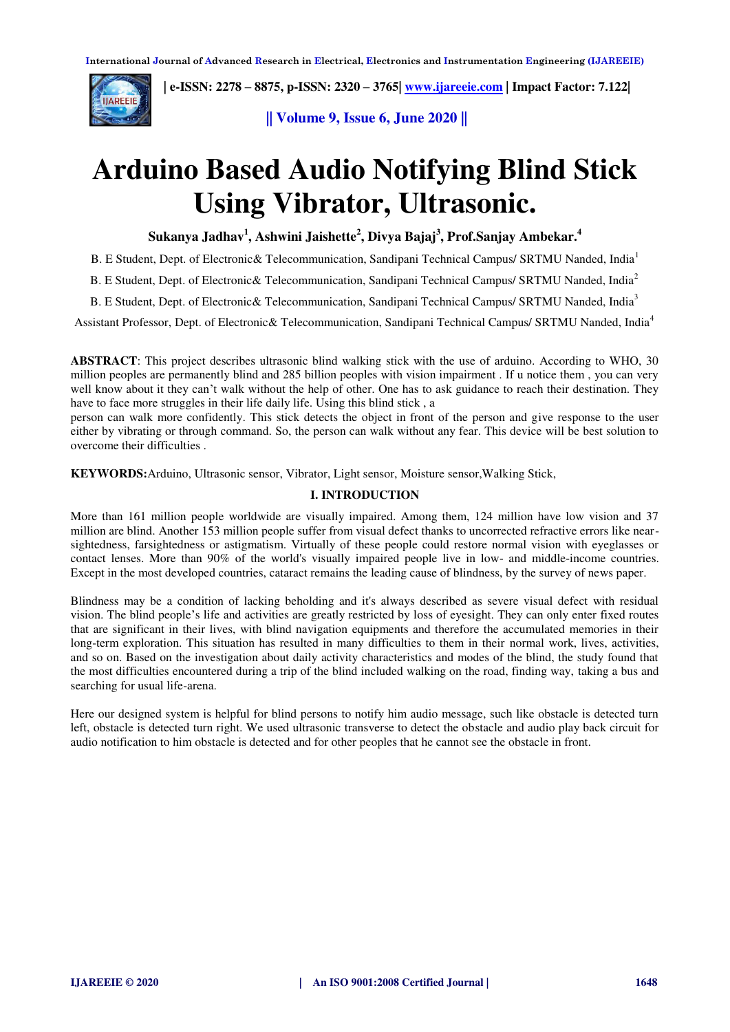# Arduino Based Audio Notifying Blind Stick Using Vibrator, Ultrasonic.

**Sukanya Jadhav[1], Ashwini Jaishette[2], Divya Bajaj[3], Prof.Sanjay Ambekar.[4]**

B. E Student, Dept. of Electronic& Telecommunication, Sandipani Technical Campus/ SRTMU Nanded, India[1]

B. E Student, Dept. of Electronic& Telecommunication, Sandipani Technical Campus/ SRTMU Nanded, India[2]

B. E Student, Dept. of Electronic& Telecommunication, Sandipani Technical Campus/ SRTMU Nanded, India[3]

Assistant Professor, Dept. of Electronic& Telecommunication, Sandipani Technical Campus/ SRTMU Nanded, India[4]

**ABSTRACT**: This project describes ultrasonic blind walking stick with the use of arduino. According to WHO, 30 million peoples are permanently blind and 285 billion peoples with vision impairment . If u notice them , you can very well know about it they can't walk without the help of other. One has to ask guidance to reach their destination. They have to face more struggles in their life daily life. Using this blind stick , a person can walk more confidently. This stick detects the object in front of the person and give response to the user either by vibrating or through command. So, the person can walk without any fear. This device will be best solution to overcome their difficulties .

**KEYWORDS:**Arduino, Ultrasonic sensor, Vibrator, Light sensor, Moisture sensor,Walking Stick,

## I. INTRODUCTION

More than 161 million people worldwide are visually impaired. Among them, 124 million have low vision and 37 million are blind. Another 153 million people suffer from visual defect thanks to uncorrected refractive errors like near-sightedness, farsightedness or astigmatism. Virtually of these people could restore normal vision with eyeglasses or contact lenses. More than 90% of the world's visually impaired people live in low- and middle-income countries. Except in the most developed countries, cataract remains the leading cause of blindness, by the survey of news paper.

Blindness may be a condition of lacking beholding and it's always described as severe visual defect with residual vision. The blind people's life and activities are greatly restricted by loss of eyesight. They can only enter fixed routes that are significant in their lives, with blind navigation equipments and therefore the accumulated memories in their long-term exploration. This situation has resulted in many difficulties to them in their normal work, lives, activities, and so on. Based on the investigation about daily activity characteristics and modes of the blind, the study found that the most difficulties encountered during a trip of the blind included walking on the road, finding way, taking a bus and searching for usual life-arena.

Here our designed system is helpful for blind persons to notify him audio message, such like obstacle is detected turn left, obstacle is detected turn right. We used ultrasonic transverse to detect the obstacle and audio play back circuit for audio notification to him obstacle is detected and for other peoples that he cannot see the obstacle in front.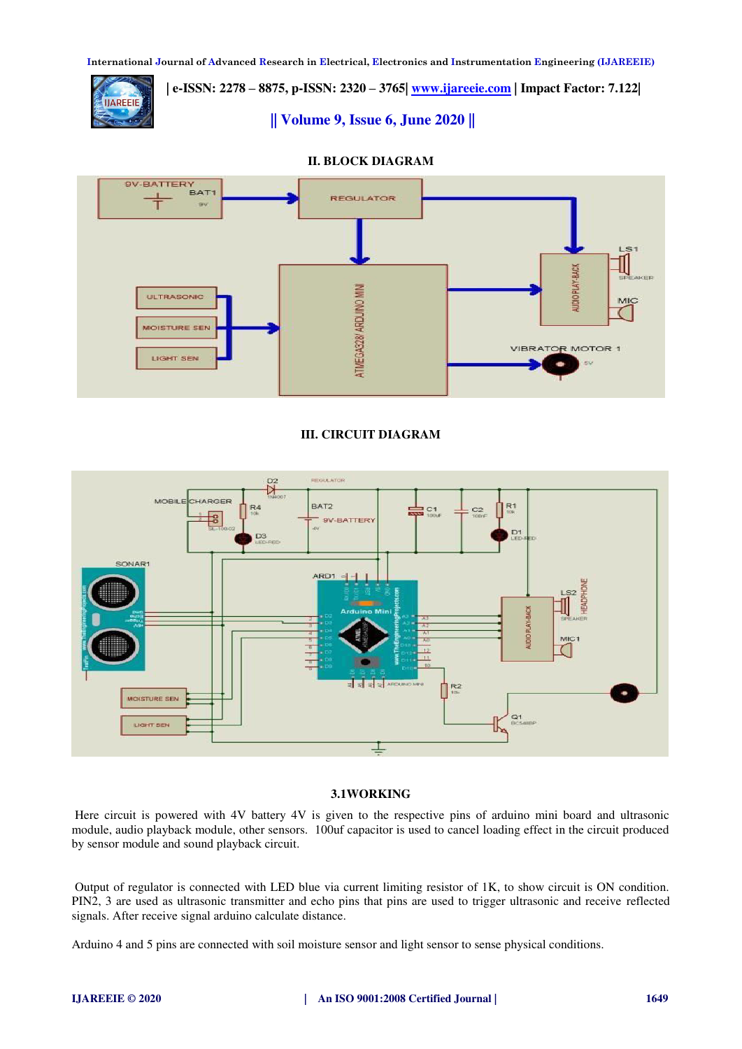## II. BLOCK DIAGRAM

## III. CIRCUIT DIAGRAM

### 3.1WORKING

Here circuit is powered with 4V battery 4V is given to the respective pins of arduino mini board and ultrasonic module, audio playback module, other sensors. 100uf capacitor is used to cancel loading effect in the circuit produced by sensor module and sound playback circuit.

Output of regulator is connected with LED blue via current limiting resistor of 1K, to show circuit is ON condition. PIN2, 3 are used as ultrasonic transmitter and echo pins that pins are used to trigger ultrasonic and receive reflected signals. After receive signal arduino calculate distance.

Arduino 4 and 5 pins are connected with soil moisture sensor and light sensor to sense physical conditions.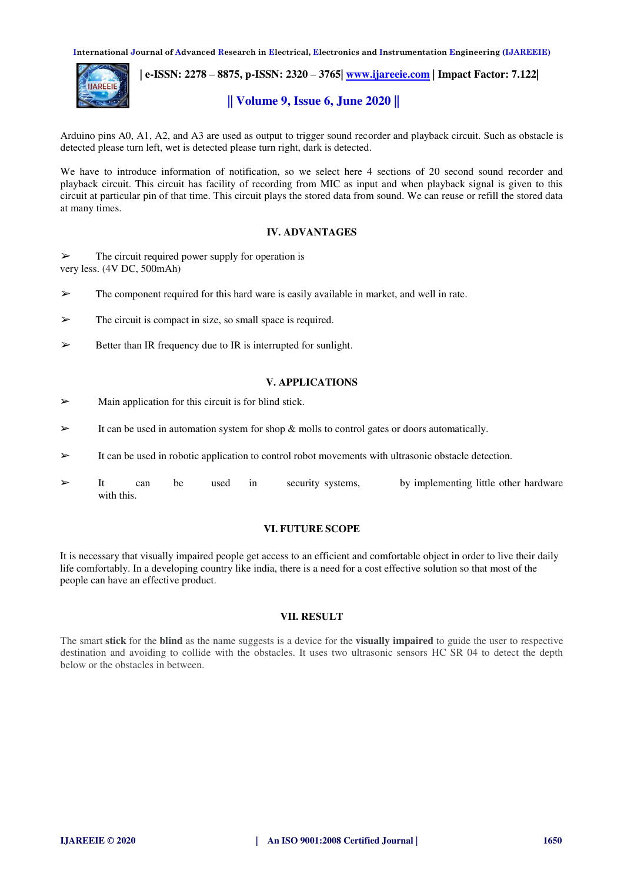Arduino pins A0, A1, A2, and A3 are used as output to trigger sound recorder and playback circuit. Such as obstacle is detected please turn left, wet is detected please turn right, dark is detected.

We have to introduce information of notification, so we select here 4 sections of 20 second sound recorder and playback circuit. This circuit has facility of recording from MIC as input and when playback signal is given to this circuit at particular pin of that time. This circuit plays the stored data from sound. We can reuse or refill the stored data at many times.

## IV. ADVANTAGES

- The circuit required power supply for operation is very less. (4V DC, 500mAh)
- The component required for this hard ware is easily available in market, and well in rate.
- The circuit is compact in size, so small space is required.
- Better than IR frequency due to IR is interrupted for sunlight.

## V. APPLICATIONS

- Main application for this circuit is for blind stick.
- It can be used in automation system for shop & molls to control gates or doors automatically.
- It can be used in robotic application to control robot movements with ultrasonic obstacle detection.
- It can be used in security systems, by implementing little other hardware with this.

## VI. FUTURE SCOPE

It is necessary that visually impaired people get access to an efficient and comfortable object in order to live their daily life comfortably. In a developing country like india, there is a need for a cost effective solution so that most of the people can have an effective product.

## VII. RESULT

The smart **stick** for the **blind** as the name suggests is a device for the **visually impaired** to guide the user to respective destination and avoiding to collide with the obstacles. It uses two ultrasonic sensors HC SR 04 to detect the depth below or the obstacles in between.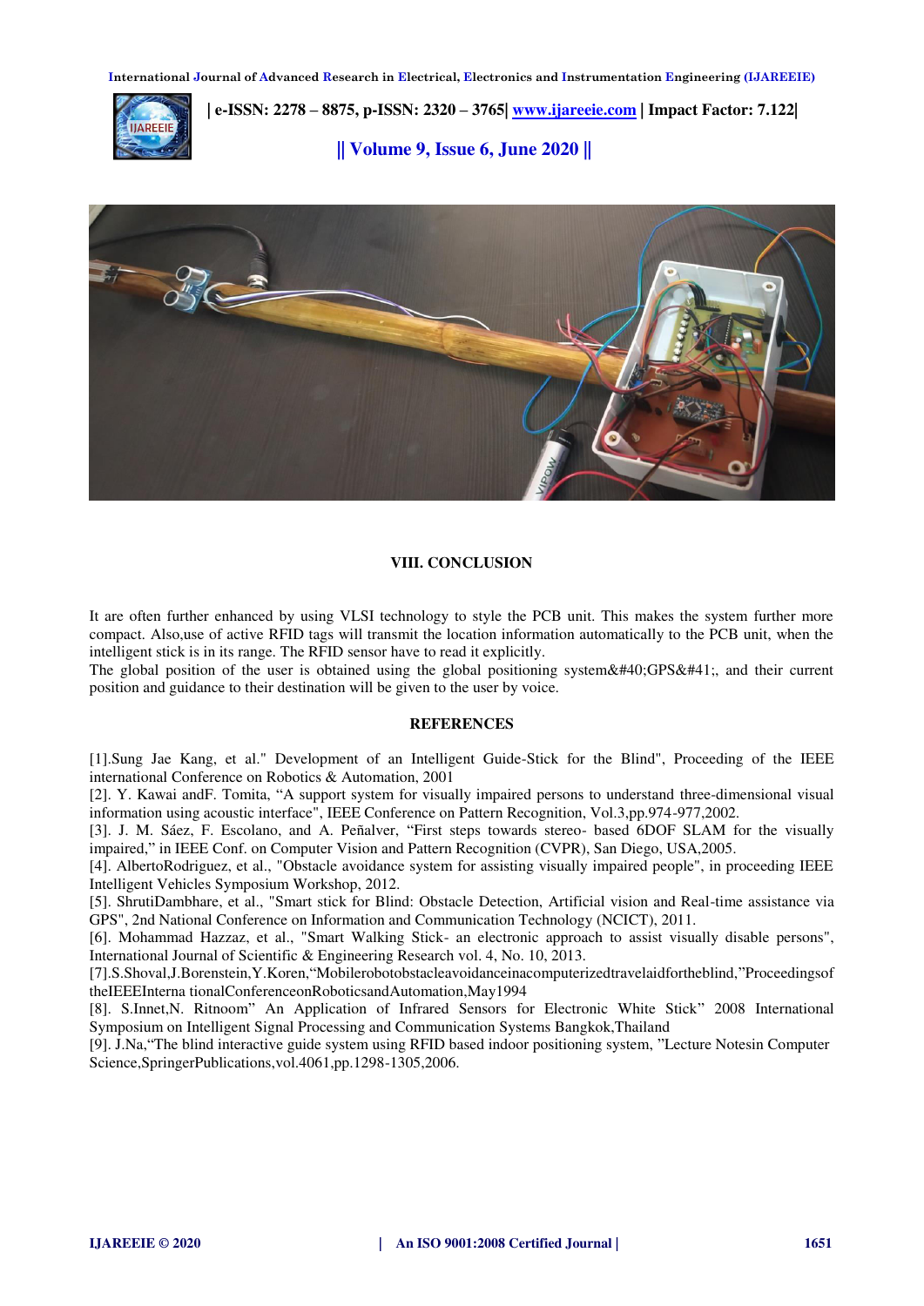## VIII. CONCLUSION

It are often further enhanced by using VLSI technology to style the PCB unit. This makes the system further more compact. Also,use of active RFID tags will transmit the location information automatically to the PCB unit, when the intelligent stick is in its range. The RFID sensor have to read it explicitly.

The global position of the user is obtained using the global positioning system&#40;GPS&#41;, and their current position and guidance to their destination will be given to the user by voice.

## REFERENCES

[1].Sung Jae Kang, et al." Development of an Intelligent Guide-Stick for the Blind", Proceeding of the IEEE international Conference on Robotics & Automation, 2001

[2]. Y. Kawai andF. Tomita, "A support system for visually impaired persons to understand three-dimensional visual information using acoustic interface", IEEE Conference on Pattern Recognition, Vol.3,pp.974-977,2002.

[3]. J. M. Sáez, F. Escolano, and A. Peñalver, "First steps towards stereo- based 6DOF SLAM for the visually impaired," in IEEE Conf. on Computer Vision and Pattern Recognition (CVPR), San Diego, USA,2005.

[4]. AlbertoRodriguez, et al., "Obstacle avoidance system for assisting visually impaired people", in proceeding IEEE Intelligent Vehicles Symposium Workshop, 2012.

[5]. ShrutiDambhare, et al., "Smart stick for Blind: Obstacle Detection, Artificial vision and Real-time assistance via GPS", 2nd National Conference on Information and Communication Technology (NCICT), 2011.

[6]. Mohammad Hazzaz, et al., "Smart Walking Stick- an electronic approach to assist visually disable persons", International Journal of Scientific & Engineering Research vol. 4, No. 10, 2013.

[7].S.Shoval,J.Borenstein,Y.Koren,"Mobilerobotobstacleavoidanceinacomputerizedtravelaidfortheblind,"Proceedingsof theIEEEInterna tionalConferenceonRoboticsandAutomation,May1994

[8]. S.Innet,N. Ritnoom" An Application of Infrared Sensors for Electronic White Stick" 2008 International Symposium on Intelligent Signal Processing and Communication Systems Bangkok,Thailand

[9]. J.Na,"The blind interactive guide system using RFID based indoor positioning system, "Lecture Notesin Computer Science,SpringerPublications,vol.4061,pp.1298-1305,2006.